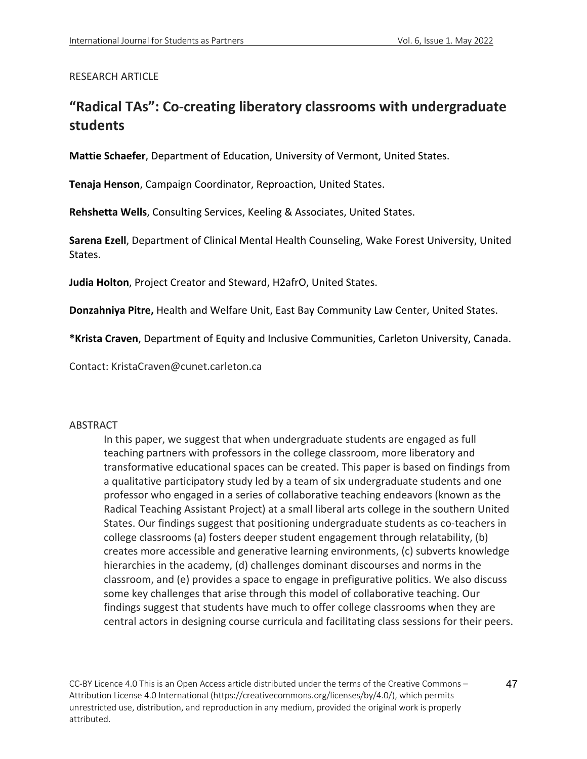RESEARCH ARTICLE

# "Radical TAs": Co-creating liberatory classrooms with undergraduate students

**Mattie Schaefer**, Department of Education, University of Vermont, United States.

**Tenaja Henson**, Campaign Coordinator, Reproaction, United States.

**Rehshetta Wells**, Consulting Services, Keeling & Associates, United States.

**Sarena Ezell**, Department of Clinical Mental Health Counseling, Wake Forest University, United States.

**Judia Holton**, Project Creator and Steward, H2afrO, United States.

**Donzahniya Pitre,** Health and Welfare Unit, East Bay Community Law Center, United States.

***Krista Craven**, Department of Equity and Inclusive Communities, Carleton University, Canada.

Contact: KristaCraven@cunet.carleton.ca

## ABSTRACT

In this paper, we suggest that when undergraduate students are engaged as full teaching partners with professors in the college classroom, more liberatory and transformative educational spaces can be created. This paper is based on findings from a qualitative participatory study led by a team of six undergraduate students and one professor who engaged in a series of collaborative teaching endeavors (known as the Radical Teaching Assistant Project) at a small liberal arts college in the southern United States. Our findings suggest that positioning undergraduate students as co-teachers in college classrooms (a) fosters deeper student engagement through relatability, (b) creates more accessible and generative learning environments, (c) subverts knowledge hierarchies in the academy, (d) challenges dominant discourses and norms in the classroom, and (e) provides a space to engage in prefigurative politics. We also discuss some key challenges that arise through this model of collaborative teaching. Our findings suggest that students have much to offer college classrooms when they are central actors in designing course curricula and facilitating class sessions for their peers.

CC-BY Licence 4.0 This is an Open Access article distributed under the terms of the Creative Commons – Attribution License 4.0 International (https://creativecommons.org/licenses/by/4.0/), which permits unrestricted use, distribution, and reproduction in any medium, provided the original work is properly attributed.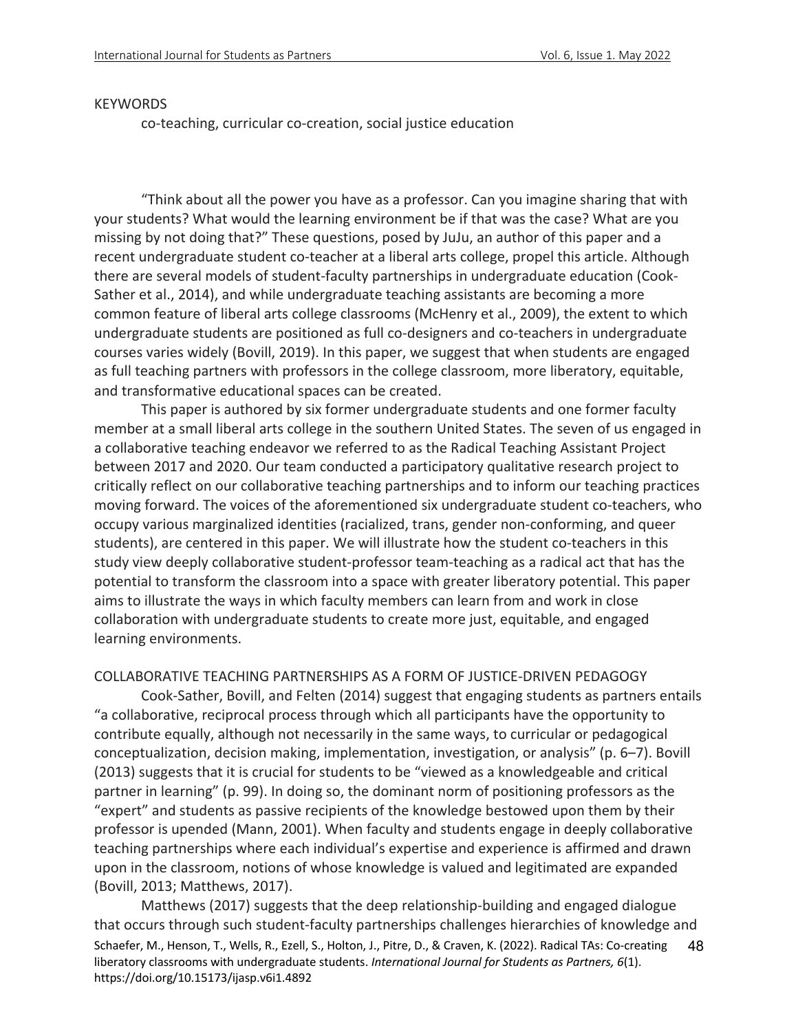KEYWORDS

co-teaching, curricular co-creation, social justice education

"Think about all the power you have as a professor. Can you imagine sharing that with your students? What would the learning environment be if that was the case? What are you missing by not doing that?" These questions, posed by JuJu, an author of this paper and a recent undergraduate student co-teacher at a liberal arts college, propel this article. Although there are several models of student-faculty partnerships in undergraduate education (Cook-Sather et al., 2014), and while undergraduate teaching assistants are becoming a more common feature of liberal arts college classrooms (McHenry et al., 2009), the extent to which undergraduate students are positioned as full co-designers and co-teachers in undergraduate courses varies widely (Bovill, 2019). In this paper, we suggest that when students are engaged as full teaching partners with professors in the college classroom, more liberatory, equitable, and transformative educational spaces can be created.

This paper is authored by six former undergraduate students and one former faculty member at a small liberal arts college in the southern United States. The seven of us engaged in a collaborative teaching endeavor we referred to as the Radical Teaching Assistant Project between 2017 and 2020. Our team conducted a participatory qualitative research project to critically reflect on our collaborative teaching partnerships and to inform our teaching practices moving forward. The voices of the aforementioned six undergraduate student co-teachers, who occupy various marginalized identities (racialized, trans, gender non-conforming, and queer students), are centered in this paper. We will illustrate how the student co-teachers in this study view deeply collaborative student-professor team-teaching as a radical act that has the potential to transform the classroom into a space with greater liberatory potential. This paper aims to illustrate the ways in which faculty members can learn from and work in close collaboration with undergraduate students to create more just, equitable, and engaged learning environments.

## COLLABORATIVE TEACHING PARTNERSHIPS AS A FORM OF JUSTICE-DRIVEN PEDAGOGY

Cook-Sather, Bovill, and Felten (2014) suggest that engaging students as partners entails "a collaborative, reciprocal process through which all participants have the opportunity to contribute equally, although not necessarily in the same ways, to curricular or pedagogical conceptualization, decision making, implementation, investigation, or analysis" (p. 6–7). Bovill (2013) suggests that it is crucial for students to be "viewed as a knowledgeable and critical partner in learning" (p. 99). In doing so, the dominant norm of positioning professors as the "expert" and students as passive recipients of the knowledge bestowed upon them by their professor is upended (Mann, 2001). When faculty and students engage in deeply collaborative teaching partnerships where each individual's expertise and experience is affirmed and drawn upon in the classroom, notions of whose knowledge is valued and legitimated are expanded (Bovill, 2013; Matthews, 2017).

Matthews (2017) suggests that the deep relationship-building and engaged dialogue that occurs through such student-faculty partnerships challenges hierarchies of knowledge and

Schaefer, M., Henson, T., Wells, R., Ezell, S., Holton, J., Pitre, D., & Craven, K. (2022). Radical TAs: Co-creating liberatory classrooms with undergraduate students. *International Journal for Students as Partners, 6*(1). https://doi.org/10.15173/ijsap.v6i1.4892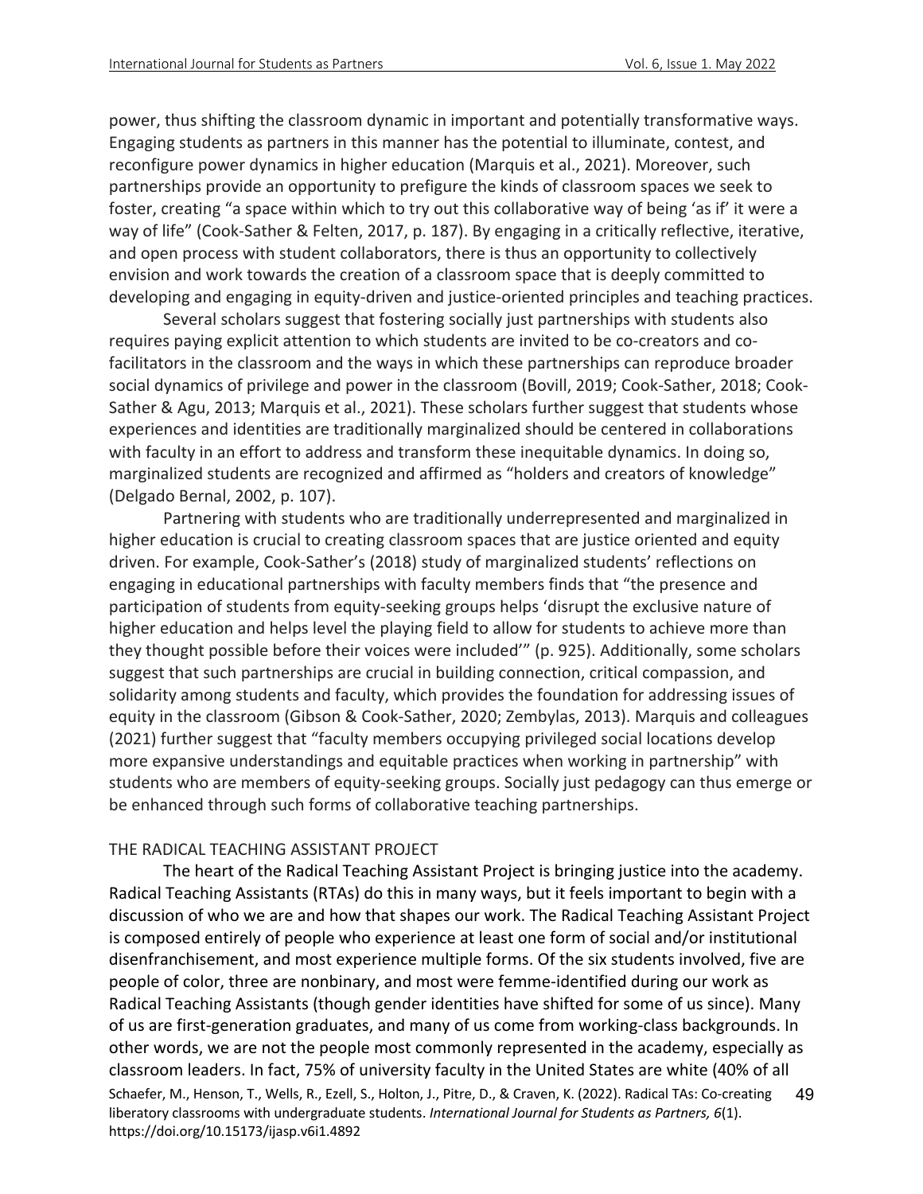power, thus shifting the classroom dynamic in important and potentially transformative ways. Engaging students as partners in this manner has the potential to illuminate, contest, and reconfigure power dynamics in higher education (Marquis et al., 2021). Moreover, such partnerships provide an opportunity to prefigure the kinds of classroom spaces we seek to foster, creating "a space within which to try out this collaborative way of being 'as if' it were a way of life" (Cook-Sather & Felten, 2017, p. 187). By engaging in a critically reflective, iterative, and open process with student collaborators, there is thus an opportunity to collectively envision and work towards the creation of a classroom space that is deeply committed to developing and engaging in equity-driven and justice-oriented principles and teaching practices.

Several scholars suggest that fostering socially just partnerships with students also requires paying explicit attention to which students are invited to be co-creators and co-facilitators in the classroom and the ways in which these partnerships can reproduce broader social dynamics of privilege and power in the classroom (Bovill, 2019; Cook-Sather, 2018; Cook-Sather & Agu, 2013; Marquis et al., 2021). These scholars further suggest that students whose experiences and identities are traditionally marginalized should be centered in collaborations with faculty in an effort to address and transform these inequitable dynamics. In doing so, marginalized students are recognized and affirmed as "holders and creators of knowledge" (Delgado Bernal, 2002, p. 107).

Partnering with students who are traditionally underrepresented and marginalized in higher education is crucial to creating classroom spaces that are justice oriented and equity driven. For example, Cook-Sather's (2018) study of marginalized students' reflections on engaging in educational partnerships with faculty members finds that "the presence and participation of students from equity-seeking groups helps 'disrupt the exclusive nature of higher education and helps level the playing field to allow for students to achieve more than they thought possible before their voices were included'" (p. 925). Additionally, some scholars suggest that such partnerships are crucial in building connection, critical compassion, and solidarity among students and faculty, which provides the foundation for addressing issues of equity in the classroom (Gibson & Cook-Sather, 2020; Zembylas, 2013). Marquis and colleagues (2021) further suggest that "faculty members occupying privileged social locations develop more expansive understandings and equitable practices when working in partnership" with students who are members of equity-seeking groups. Socially just pedagogy can thus emerge or be enhanced through such forms of collaborative teaching partnerships.

## THE RADICAL TEACHING ASSISTANT PROJECT

The heart of the Radical Teaching Assistant Project is bringing justice into the academy. Radical Teaching Assistants (RTAs) do this in many ways, but it feels important to begin with a discussion of who we are and how that shapes our work. The Radical Teaching Assistant Project is composed entirely of people who experience at least one form of social and/or institutional disenfranchisement, and most experience multiple forms. Of the six students involved, five are people of color, three are nonbinary, and most were femme-identified during our work as Radical Teaching Assistants (though gender identities have shifted for some of us since). Many of us are first-generation graduates, and many of us come from working-class backgrounds. In other words, we are not the people most commonly represented in the academy, especially as classroom leaders. In fact, 75% of university faculty in the United States are white (40% of all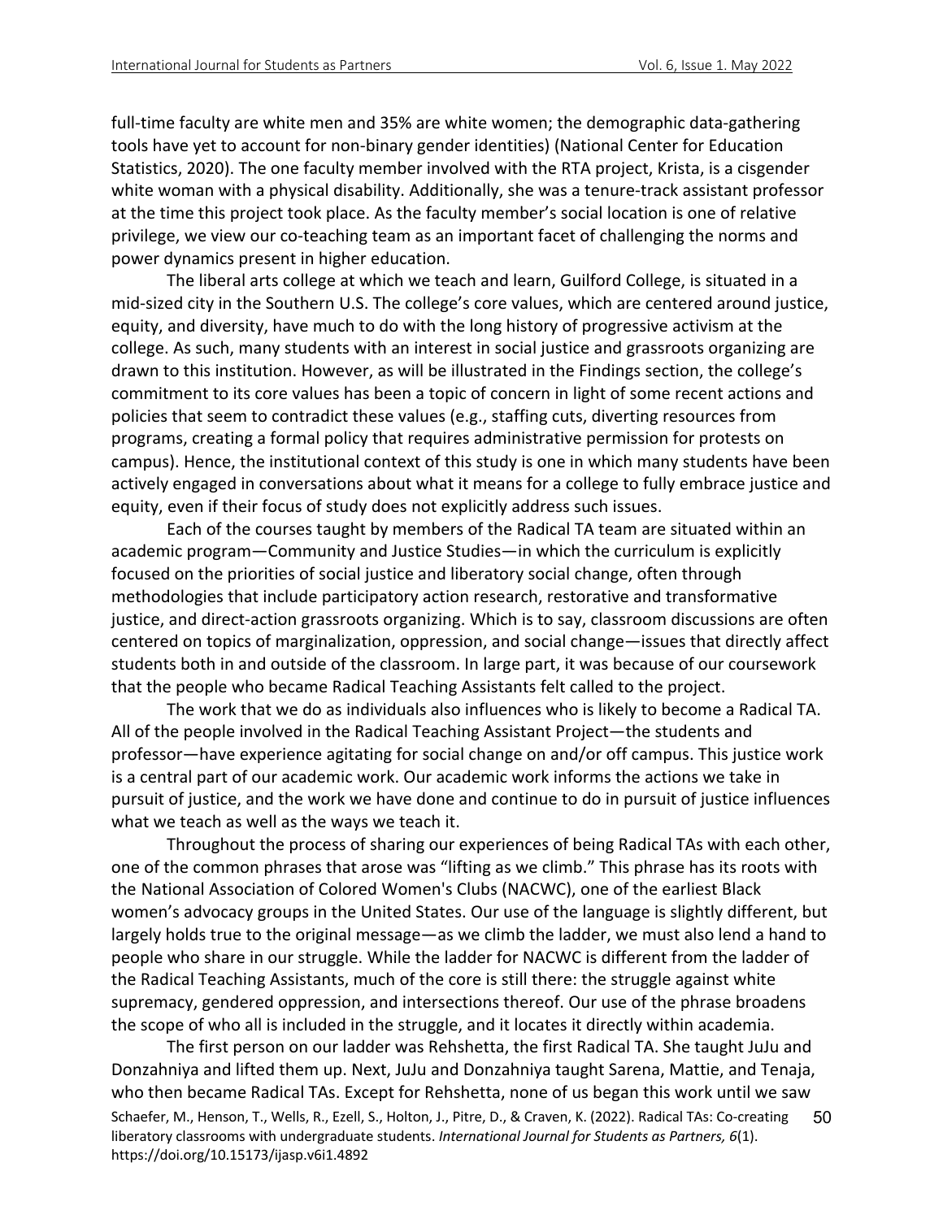full-time faculty are white men and 35% are white women; the demographic data-gathering tools have yet to account for non-binary gender identities) (National Center for Education Statistics, 2020). The one faculty member involved with the RTA project, Krista, is a cisgender white woman with a physical disability. Additionally, she was a tenure-track assistant professor at the time this project took place. As the faculty member's social location is one of relative privilege, we view our co-teaching team as an important facet of challenging the norms and power dynamics present in higher education.

The liberal arts college at which we teach and learn, Guilford College, is situated in a mid-sized city in the Southern U.S. The college's core values, which are centered around justice, equity, and diversity, have much to do with the long history of progressive activism at the college. As such, many students with an interest in social justice and grassroots organizing are drawn to this institution. However, as will be illustrated in the Findings section, the college's commitment to its core values has been a topic of concern in light of some recent actions and policies that seem to contradict these values (e.g., staffing cuts, diverting resources from programs, creating a formal policy that requires administrative permission for protests on campus). Hence, the institutional context of this study is one in which many students have been actively engaged in conversations about what it means for a college to fully embrace justice and equity, even if their focus of study does not explicitly address such issues.

Each of the courses taught by members of the Radical TA team are situated within an academic program—Community and Justice Studies—in which the curriculum is explicitly focused on the priorities of social justice and liberatory social change, often through methodologies that include participatory action research, restorative and transformative justice, and direct-action grassroots organizing. Which is to say, classroom discussions are often centered on topics of marginalization, oppression, and social change—issues that directly affect students both in and outside of the classroom. In large part, it was because of our coursework that the people who became Radical Teaching Assistants felt called to the project.

The work that we do as individuals also influences who is likely to become a Radical TA. All of the people involved in the Radical Teaching Assistant Project—the students and professor—have experience agitating for social change on and/or off campus. This justice work is a central part of our academic work. Our academic work informs the actions we take in pursuit of justice, and the work we have done and continue to do in pursuit of justice influences what we teach as well as the ways we teach it.

Throughout the process of sharing our experiences of being Radical TAs with each other, one of the common phrases that arose was "lifting as we climb." This phrase has its roots with the National Association of Colored Women's Clubs (NACWC), one of the earliest Black women's advocacy groups in the United States. Our use of the language is slightly different, but largely holds true to the original message—as we climb the ladder, we must also lend a hand to people who share in our struggle. While the ladder for NACWC is different from the ladder of the Radical Teaching Assistants, much of the core is still there: the struggle against white supremacy, gendered oppression, and intersections thereof. Our use of the phrase broadens the scope of who all is included in the struggle, and it locates it directly within academia.

The first person on our ladder was Rehshetta, the first Radical TA. She taught JuJu and Donzahniya and lifted them up. Next, JuJu and Donzahniya taught Sarena, Mattie, and Tenaja, who then became Radical TAs. Except for Rehshetta, none of us began this work until we saw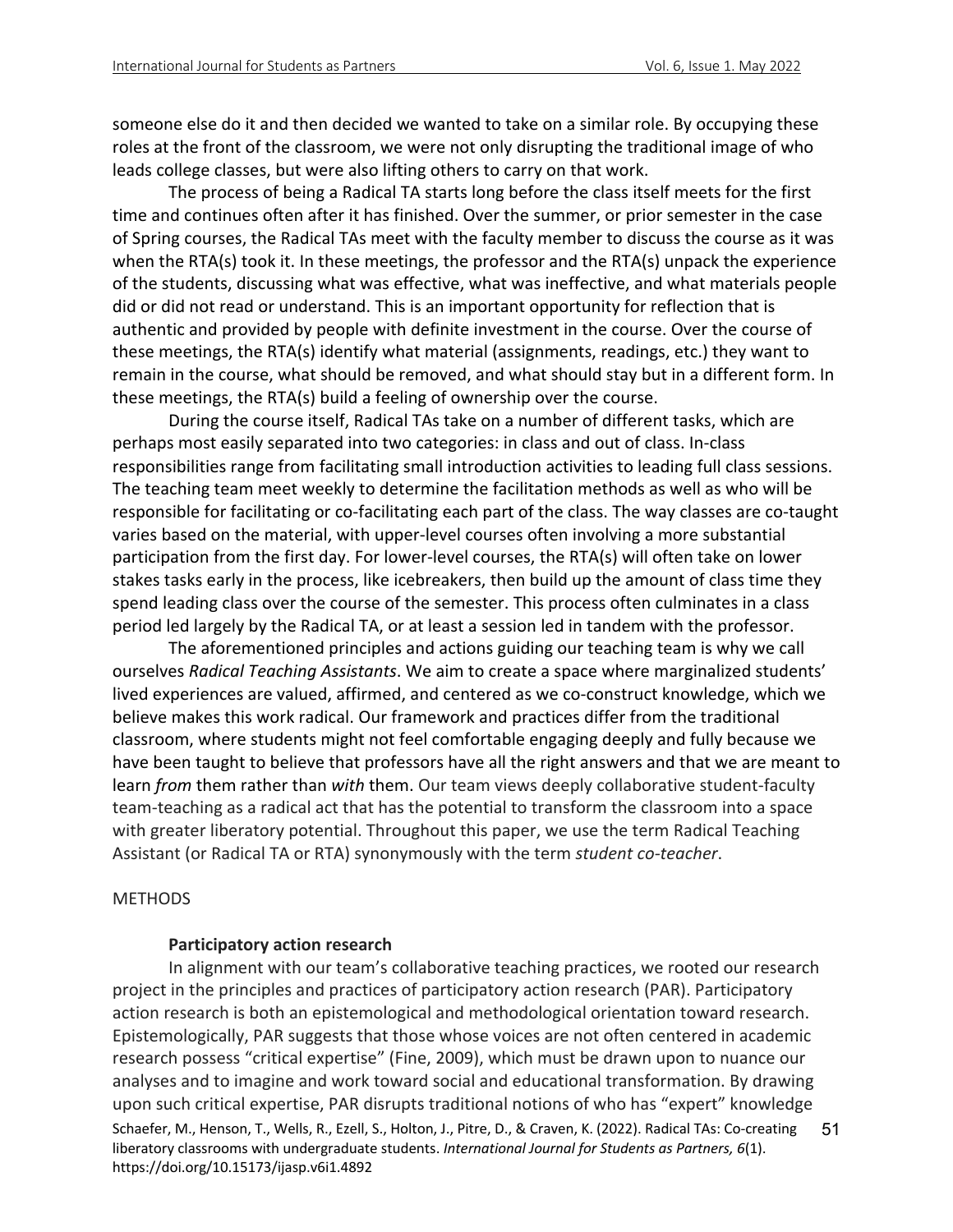someone else do it and then decided we wanted to take on a similar role. By occupying these roles at the front of the classroom, we were not only disrupting the traditional image of who leads college classes, but were also lifting others to carry on that work.

The process of being a Radical TA starts long before the class itself meets for the first time and continues often after it has finished. Over the summer, or prior semester in the case of Spring courses, the Radical TAs meet with the faculty member to discuss the course as it was when the RTA(s) took it. In these meetings, the professor and the RTA(s) unpack the experience of the students, discussing what was effective, what was ineffective, and what materials people did or did not read or understand. This is an important opportunity for reflection that is authentic and provided by people with definite investment in the course. Over the course of these meetings, the RTA(s) identify what material (assignments, readings, etc.) they want to remain in the course, what should be removed, and what should stay but in a different form. In these meetings, the RTA(s) build a feeling of ownership over the course.

During the course itself, Radical TAs take on a number of different tasks, which are perhaps most easily separated into two categories: in class and out of class. In-class responsibilities range from facilitating small introduction activities to leading full class sessions. The teaching team meet weekly to determine the facilitation methods as well as who will be responsible for facilitating or co-facilitating each part of the class. The way classes are co-taught varies based on the material, with upper-level courses often involving a more substantial participation from the first day. For lower-level courses, the RTA(s) will often take on lower stakes tasks early in the process, like icebreakers, then build up the amount of class time they spend leading class over the course of the semester. This process often culminates in a class period led largely by the Radical TA, or at least a session led in tandem with the professor.

The aforementioned principles and actions guiding our teaching team is why we call ourselves *Radical Teaching Assistants*. We aim to create a space where marginalized students' lived experiences are valued, affirmed, and centered as we co-construct knowledge, which we believe makes this work radical. Our framework and practices differ from the traditional classroom, where students might not feel comfortable engaging deeply and fully because we have been taught to believe that professors have all the right answers and that we are meant to learn *from* them rather than *with* them. Our team views deeply collaborative student-faculty team-teaching as a radical act that has the potential to transform the classroom into a space with greater liberatory potential. Throughout this paper, we use the term Radical Teaching Assistant (or Radical TA or RTA) synonymously with the term *student co-teacher*.

## METHODS

### Participatory action research

In alignment with our team's collaborative teaching practices, we rooted our research project in the principles and practices of participatory action research (PAR). Participatory action research is both an epistemological and methodological orientation toward research. Epistemologically, PAR suggests that those whose voices are not often centered in academic research possess "critical expertise" (Fine, 2009), which must be drawn upon to nuance our analyses and to imagine and work toward social and educational transformation. By drawing upon such critical expertise, PAR disrupts traditional notions of who has "expert" knowledge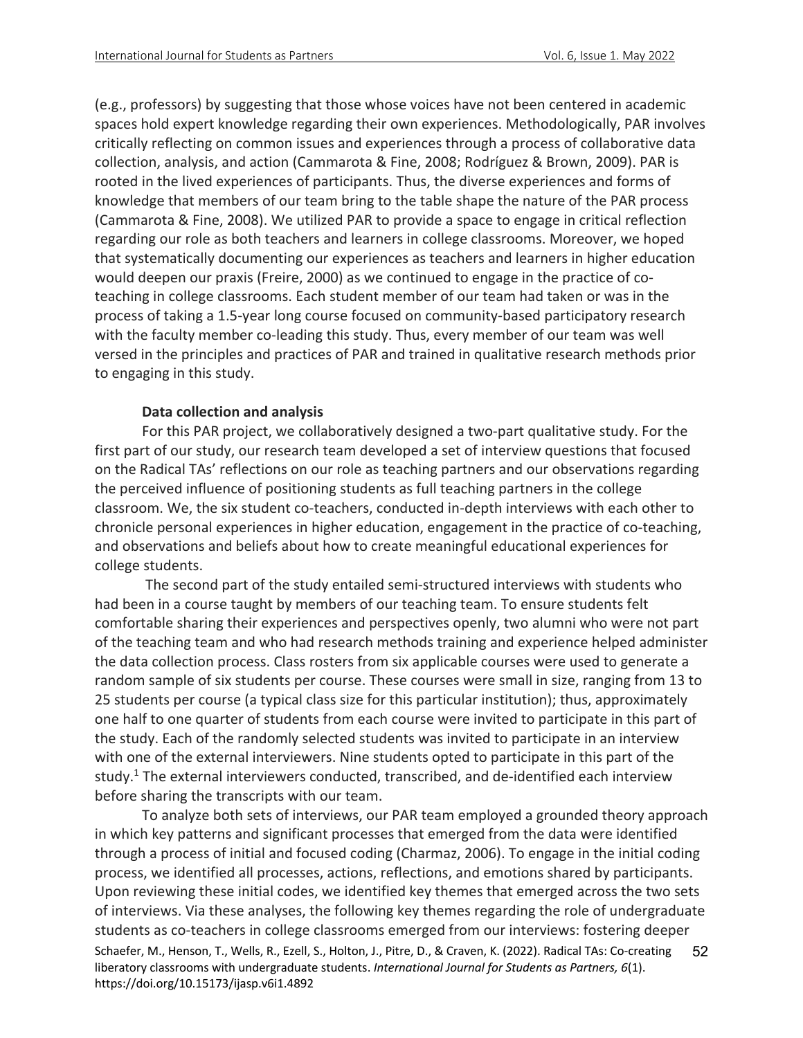(e.g., professors) by suggesting that those whose voices have not been centered in academic spaces hold expert knowledge regarding their own experiences. Methodologically, PAR involves critically reflecting on common issues and experiences through a process of collaborative data collection, analysis, and action (Cammarota & Fine, 2008; Rodríguez & Brown, 2009). PAR is rooted in the lived experiences of participants. Thus, the diverse experiences and forms of knowledge that members of our team bring to the table shape the nature of the PAR process (Cammarota & Fine, 2008). We utilized PAR to provide a space to engage in critical reflection regarding our role as both teachers and learners in college classrooms. Moreover, we hoped that systematically documenting our experiences as teachers and learners in higher education would deepen our praxis (Freire, 2000) as we continued to engage in the practice of co-teaching in college classrooms. Each student member of our team had taken or was in the process of taking a 1.5-year long course focused on community-based participatory research with the faculty member co-leading this study. Thus, every member of our team was well versed in the principles and practices of PAR and trained in qualitative research methods prior to engaging in this study.

**Data collection and analysis**

For this PAR project, we collaboratively designed a two-part qualitative study. For the first part of our study, our research team developed a set of interview questions that focused on the Radical TAs' reflections on our role as teaching partners and our observations regarding the perceived influence of positioning students as full teaching partners in the college classroom. We, the six student co-teachers, conducted in-depth interviews with each other to chronicle personal experiences in higher education, engagement in the practice of co-teaching, and observations and beliefs about how to create meaningful educational experiences for college students.

The second part of the study entailed semi-structured interviews with students who had been in a course taught by members of our teaching team. To ensure students felt comfortable sharing their experiences and perspectives openly, two alumni who were not part of the teaching team and who had research methods training and experience helped administer the data collection process. Class rosters from six applicable courses were used to generate a random sample of six students per course. These courses were small in size, ranging from 13 to 25 students per course (a typical class size for this particular institution); thus, approximately one half to one quarter of students from each course were invited to participate in this part of the study. Each of the randomly selected students was invited to participate in an interview with one of the external interviewers. Nine students opted to participate in this part of the study.[1] The external interviewers conducted, transcribed, and de-identified each interview before sharing the transcripts with our team.

To analyze both sets of interviews, our PAR team employed a grounded theory approach in which key patterns and significant processes that emerged from the data were identified through a process of initial and focused coding (Charmaz, 2006). To engage in the initial coding process, we identified all processes, actions, reflections, and emotions shared by participants. Upon reviewing these initial codes, we identified key themes that emerged across the two sets of interviews. Via these analyses, the following key themes regarding the role of undergraduate students as co-teachers in college classrooms emerged from our interviews: fostering deeper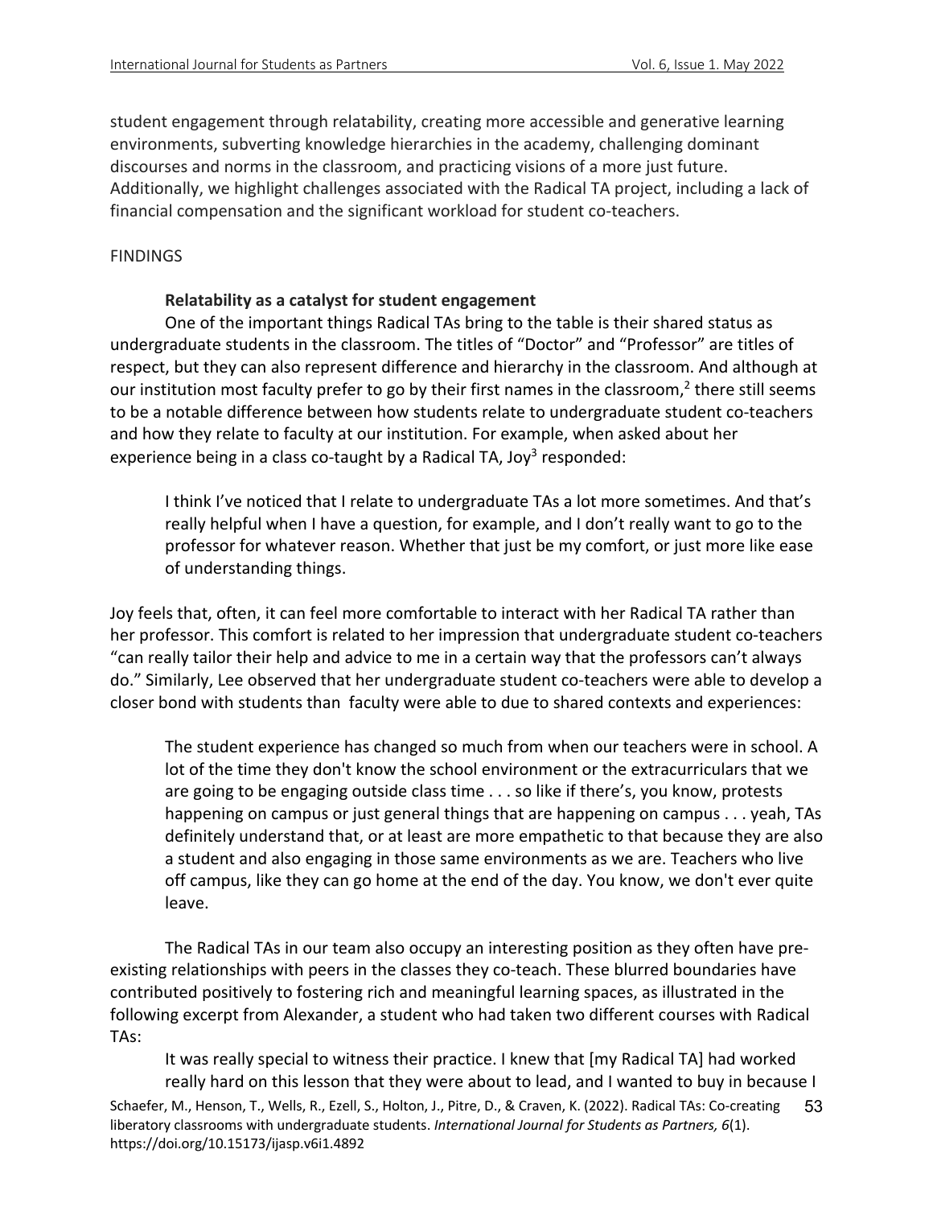student engagement through relatability, creating more accessible and generative learning environments, subverting knowledge hierarchies in the academy, challenging dominant discourses and norms in the classroom, and practicing visions of a more just future. Additionally, we highlight challenges associated with the Radical TA project, including a lack of financial compensation and the significant workload for student co-teachers.

## FINDINGS

### Relatability as a catalyst for student engagement

One of the important things Radical TAs bring to the table is their shared status as undergraduate students in the classroom. The titles of "Doctor" and "Professor" are titles of respect, but they can also represent difference and hierarchy in the classroom. And although at our institution most faculty prefer to go by their first names in the classroom,[2] there still seems to be a notable difference between how students relate to undergraduate student co-teachers and how they relate to faculty at our institution. For example, when asked about her experience being in a class co-taught by a Radical TA, Joy[3] responded:

> I think I've noticed that I relate to undergraduate TAs a lot more sometimes. And that's really helpful when I have a question, for example, and I don't really want to go to the professor for whatever reason. Whether that just be my comfort, or just more like ease of understanding things.

Joy feels that, often, it can feel more comfortable to interact with her Radical TA rather than her professor. This comfort is related to her impression that undergraduate student co-teachers "can really tailor their help and advice to me in a certain way that the professors can't always do." Similarly, Lee observed that her undergraduate student co-teachers were able to develop a closer bond with students than faculty were able to due to shared contexts and experiences:

> The student experience has changed so much from when our teachers were in school. A lot of the time they don't know the school environment or the extracurriculars that we are going to be engaging outside class time . . . so like if there's, you know, protests happening on campus or just general things that are happening on campus . . . yeah, TAs definitely understand that, or at least are more empathetic to that because they are also a student and also engaging in those same environments as we are. Teachers who live off campus, like they can go home at the end of the day. You know, we don't ever quite leave.

The Radical TAs in our team also occupy an interesting position as they often have pre-existing relationships with peers in the classes they co-teach. These blurred boundaries have contributed positively to fostering rich and meaningful learning spaces, as illustrated in the following excerpt from Alexander, a student who had taken two different courses with Radical TAs:

> It was really special to witness their practice. I knew that [my Radical TA] had worked really hard on this lesson that they were about to lead, and I wanted to buy in because I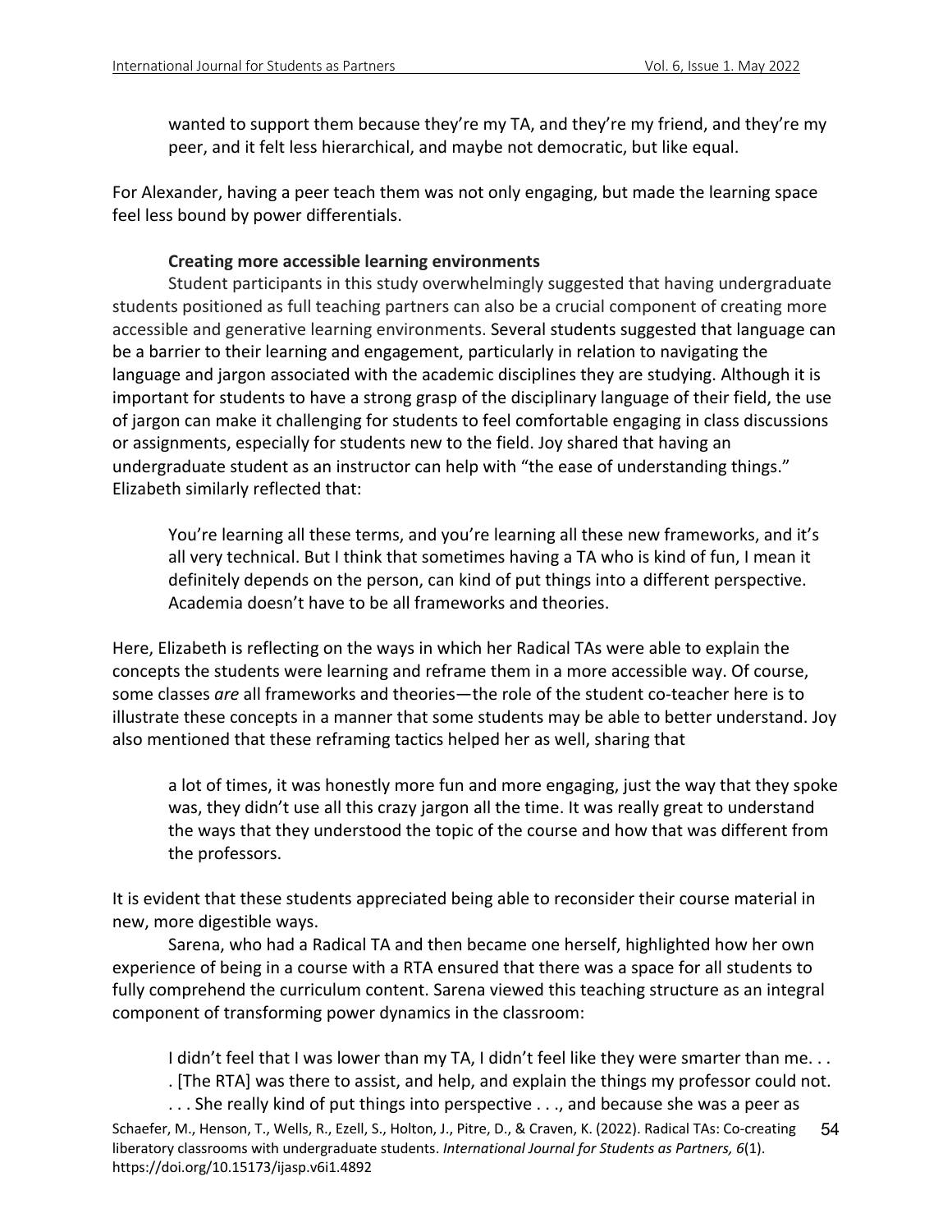> wanted to support them because they're my TA, and they're my friend, and they're my peer, and it felt less hierarchical, and maybe not democratic, but like equal.

For Alexander, having a peer teach them was not only engaging, but made the learning space feel less bound by power differentials.

### Creating more accessible learning environments

Student participants in this study overwhelmingly suggested that having undergraduate students positioned as full teaching partners can also be a crucial component of creating more accessible and generative learning environments. Several students suggested that language can be a barrier to their learning and engagement, particularly in relation to navigating the language and jargon associated with the academic disciplines they are studying. Although it is important for students to have a strong grasp of the disciplinary language of their field, the use of jargon can make it challenging for students to feel comfortable engaging in class discussions or assignments, especially for students new to the field. Joy shared that having an undergraduate student as an instructor can help with "the ease of understanding things." Elizabeth similarly reflected that:

> You're learning all these terms, and you're learning all these new frameworks, and it's all very technical. But I think that sometimes having a TA who is kind of fun, I mean it definitely depends on the person, can kind of put things into a different perspective. Academia doesn't have to be all frameworks and theories.

Here, Elizabeth is reflecting on the ways in which her Radical TAs were able to explain the concepts the students were learning and reframe them in a more accessible way. Of course, some classes *are* all frameworks and theories—the role of the student co-teacher here is to illustrate these concepts in a manner that some students may be able to better understand. Joy also mentioned that these reframing tactics helped her as well, sharing that

> a lot of times, it was honestly more fun and more engaging, just the way that they spoke was, they didn't use all this crazy jargon all the time. It was really great to understand the ways that they understood the topic of the course and how that was different from the professors.

It is evident that these students appreciated being able to reconsider their course material in new, more digestible ways.

Sarena, who had a Radical TA and then became one herself, highlighted how her own experience of being in a course with a RTA ensured that there was a space for all students to fully comprehend the curriculum content. Sarena viewed this teaching structure as an integral component of transforming power dynamics in the classroom:

> I didn't feel that I was lower than my TA, I didn't feel like they were smarter than me. . . . [The RTA] was there to assist, and help, and explain the things my professor could not. . . . She really kind of put things into perspective . . ., and because she was a peer as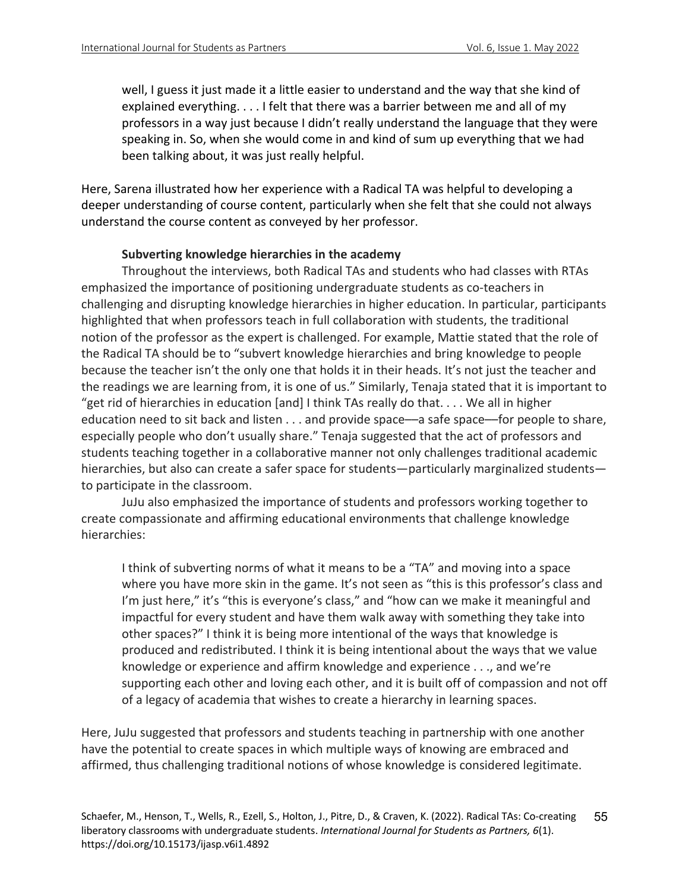> well, I guess it just made it a little easier to understand and the way that she kind of explained everything. . . . I felt that there was a barrier between me and all of my professors in a way just because I didn't really understand the language that they were speaking in. So, when she would come in and kind of sum up everything that we had been talking about, it was just really helpful.

Here, Sarena illustrated how her experience with a Radical TA was helpful to developing a deeper understanding of course content, particularly when she felt that she could not always understand the course content as conveyed by her professor.

#### Subverting knowledge hierarchies in the academy

Throughout the interviews, both Radical TAs and students who had classes with RTAs emphasized the importance of positioning undergraduate students as co-teachers in challenging and disrupting knowledge hierarchies in higher education. In particular, participants highlighted that when professors teach in full collaboration with students, the traditional notion of the professor as the expert is challenged. For example, Mattie stated that the role of the Radical TA should be to "subvert knowledge hierarchies and bring knowledge to people because the teacher isn't the only one that holds it in their heads. It's not just the teacher and the readings we are learning from, it is one of us." Similarly, Tenaja stated that it is important to "get rid of hierarchies in education [and] I think TAs really do that. . . . We all in higher education need to sit back and listen . . . and provide space—a safe space—for people to share, especially people who don't usually share." Tenaja suggested that the act of professors and students teaching together in a collaborative manner not only challenges traditional academic hierarchies, but also can create a safer space for students—particularly marginalized students—to participate in the classroom.

JuJu also emphasized the importance of students and professors working together to create compassionate and affirming educational environments that challenge knowledge hierarchies:

> I think of subverting norms of what it means to be a "TA" and moving into a space where you have more skin in the game. It's not seen as "this is this professor's class and I'm just here," it's "this is everyone's class," and "how can we make it meaningful and impactful for every student and have them walk away with something they take into other spaces?" I think it is being more intentional of the ways that knowledge is produced and redistributed. I think it is being intentional about the ways that we value knowledge or experience and affirm knowledge and experience . . ., and we're supporting each other and loving each other, and it is built off of compassion and not off of a legacy of academia that wishes to create a hierarchy in learning spaces.

Here, JuJu suggested that professors and students teaching in partnership with one another have the potential to create spaces in which multiple ways of knowing are embraced and affirmed, thus challenging traditional notions of whose knowledge is considered legitimate.

Schaefer, M., Henson, T., Wells, R., Ezell, S., Holton, J., Pitre, D., & Craven, K. (2022). Radical TAs: Co-creating liberatory classrooms with undergraduate students. *International Journal for Students as Partners, 6*(1). https://doi.org/10.15173/ijsap.v6i1.4892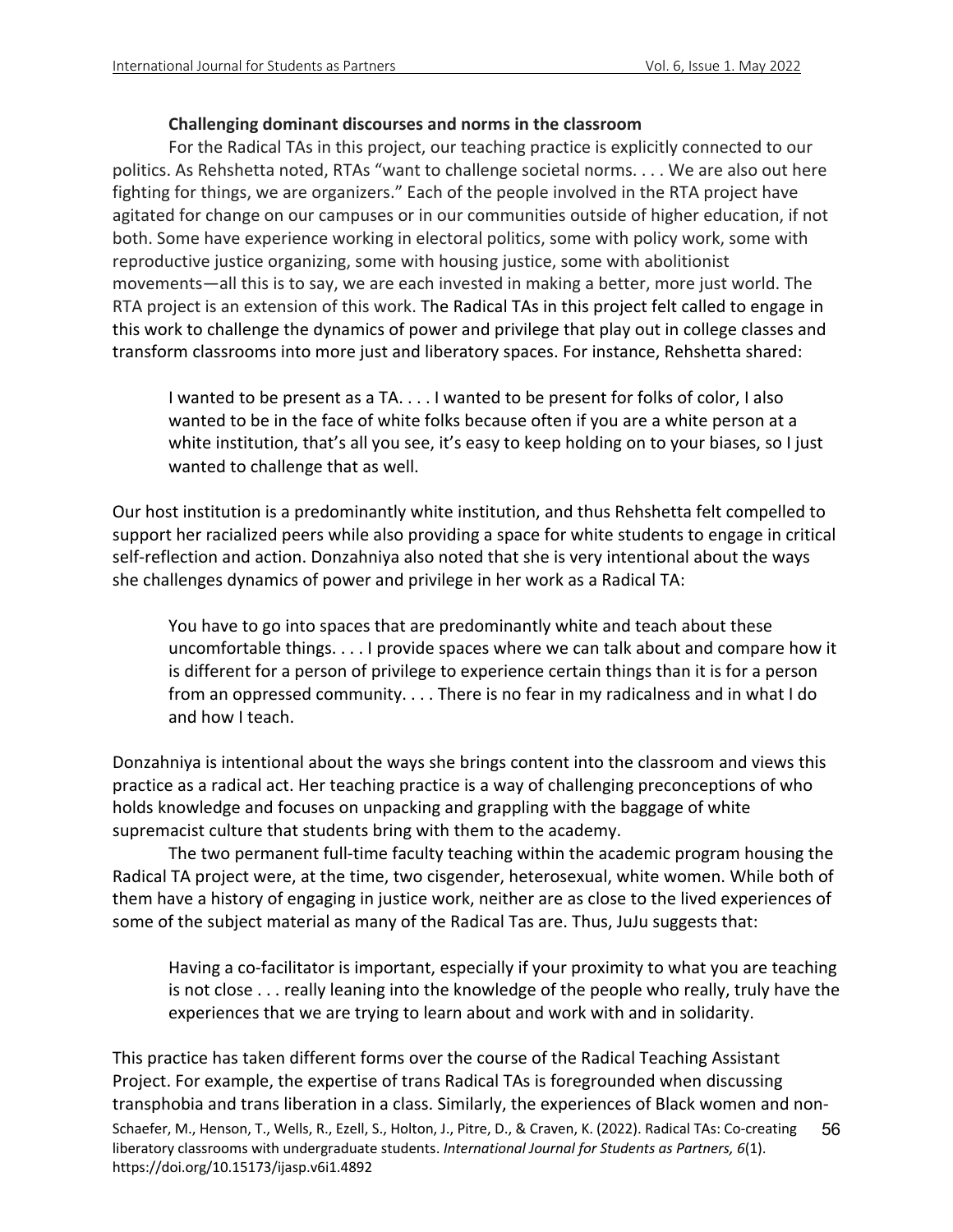### Challenging dominant discourses and norms in the classroom

For the Radical TAs in this project, our teaching practice is explicitly connected to our politics. As Rehshetta noted, RTAs "want to challenge societal norms. . . . We are also out here fighting for things, we are organizers." Each of the people involved in the RTA project have agitated for change on our campuses or in our communities outside of higher education, if not both. Some have experience working in electoral politics, some with policy work, some with reproductive justice organizing, some with housing justice, some with abolitionist movements—all this is to say, we are each invested in making a better, more just world. The RTA project is an extension of this work. The Radical TAs in this project felt called to engage in this work to challenge the dynamics of power and privilege that play out in college classes and transform classrooms into more just and liberatory spaces. For instance, Rehshetta shared:

> I wanted to be present as a TA. . . . I wanted to be present for folks of color, I also wanted to be in the face of white folks because often if you are a white person at a white institution, that's all you see, it's easy to keep holding on to your biases, so I just wanted to challenge that as well.

Our host institution is a predominantly white institution, and thus Rehshetta felt compelled to support her racialized peers while also providing a space for white students to engage in critical self-reflection and action. Donzahniya also noted that she is very intentional about the ways she challenges dynamics of power and privilege in her work as a Radical TA:

> You have to go into spaces that are predominantly white and teach about these uncomfortable things. . . . I provide spaces where we can talk about and compare how it is different for a person of privilege to experience certain things than it is for a person from an oppressed community. . . . There is no fear in my radicalness and in what I do and how I teach.

Donzahniya is intentional about the ways she brings content into the classroom and views this practice as a radical act. Her teaching practice is a way of challenging preconceptions of who holds knowledge and focuses on unpacking and grappling with the baggage of white supremacist culture that students bring with them to the academy.

The two permanent full-time faculty teaching within the academic program housing the Radical TA project were, at the time, two cisgender, heterosexual, white women. While both of them have a history of engaging in justice work, neither are as close to the lived experiences of some of the subject material as many of the Radical Tas are. Thus, JuJu suggests that:

> Having a co-facilitator is important, especially if your proximity to what you are teaching is not close . . . really leaning into the knowledge of the people who really, truly have the experiences that we are trying to learn about and work with and in solidarity.

This practice has taken different forms over the course of the Radical Teaching Assistant Project. For example, the expertise of trans Radical TAs is foregrounded when discussing transphobia and trans liberation in a class. Similarly, the experiences of Black women and non-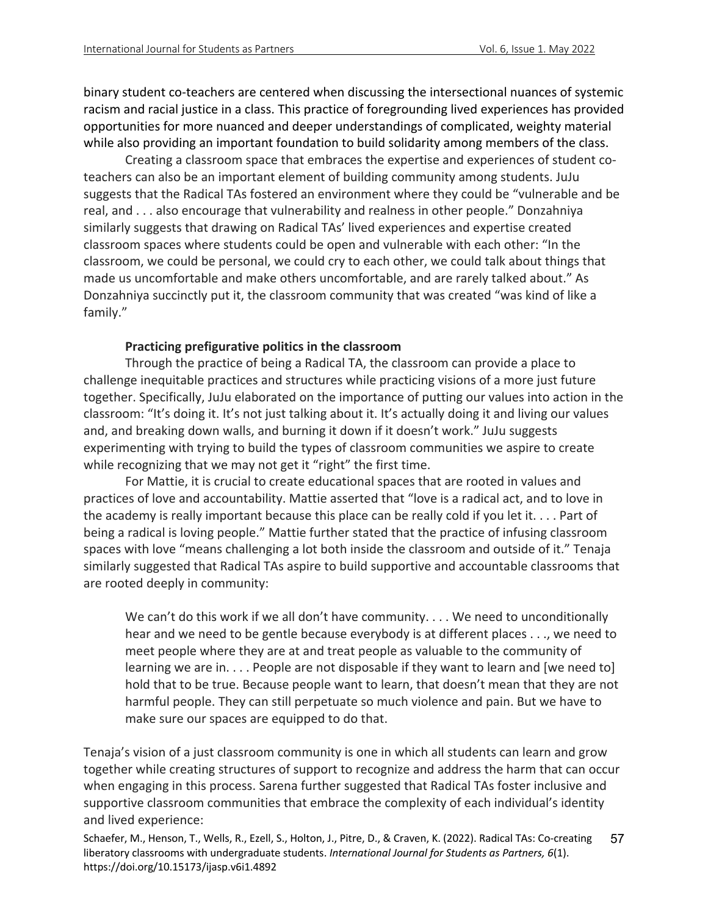binary student co-teachers are centered when discussing the intersectional nuances of systemic racism and racial justice in a class. This practice of foregrounding lived experiences has provided opportunities for more nuanced and deeper understandings of complicated, weighty material while also providing an important foundation to build solidarity among members of the class.

Creating a classroom space that embraces the expertise and experiences of student co-teachers can also be an important element of building community among students. JuJu suggests that the Radical TAs fostered an environment where they could be "vulnerable and be real, and . . . also encourage that vulnerability and realness in other people." Donzahniya similarly suggests that drawing on Radical TAs' lived experiences and expertise created classroom spaces where students could be open and vulnerable with each other: "In the classroom, we could be personal, we could cry to each other, we could talk about things that made us uncomfortable and make others uncomfortable, and are rarely talked about." As Donzahniya succinctly put it, the classroom community that was created "was kind of like a family."

### Practicing prefigurative politics in the classroom

Through the practice of being a Radical TA, the classroom can provide a place to challenge inequitable practices and structures while practicing visions of a more just future together. Specifically, JuJu elaborated on the importance of putting our values into action in the classroom: "It's doing it. It's not just talking about it. It's actually doing it and living our values and, and breaking down walls, and burning it down if it doesn't work." JuJu suggests experimenting with trying to build the types of classroom communities we aspire to create while recognizing that we may not get it "right" the first time.

For Mattie, it is crucial to create educational spaces that are rooted in values and practices of love and accountability. Mattie asserted that "love is a radical act, and to love in the academy is really important because this place can be really cold if you let it. . . . Part of being a radical is loving people." Mattie further stated that the practice of infusing classroom spaces with love "means challenging a lot both inside the classroom and outside of it." Tenaja similarly suggested that Radical TAs aspire to build supportive and accountable classrooms that are rooted deeply in community:

> We can't do this work if we all don't have community. . . . We need to unconditionally hear and we need to be gentle because everybody is at different places . . ., we need to meet people where they are at and treat people as valuable to the community of learning we are in. . . . People are not disposable if they want to learn and [we need to] hold that to be true. Because people want to learn, that doesn't mean that they are not harmful people. They can still perpetuate so much violence and pain. But we have to make sure our spaces are equipped to do that.

Tenaja's vision of a just classroom community is one in which all students can learn and grow together while creating structures of support to recognize and address the harm that can occur when engaging in this process. Sarena further suggested that Radical TAs foster inclusive and supportive classroom communities that embrace the complexity of each individual's identity and lived experience: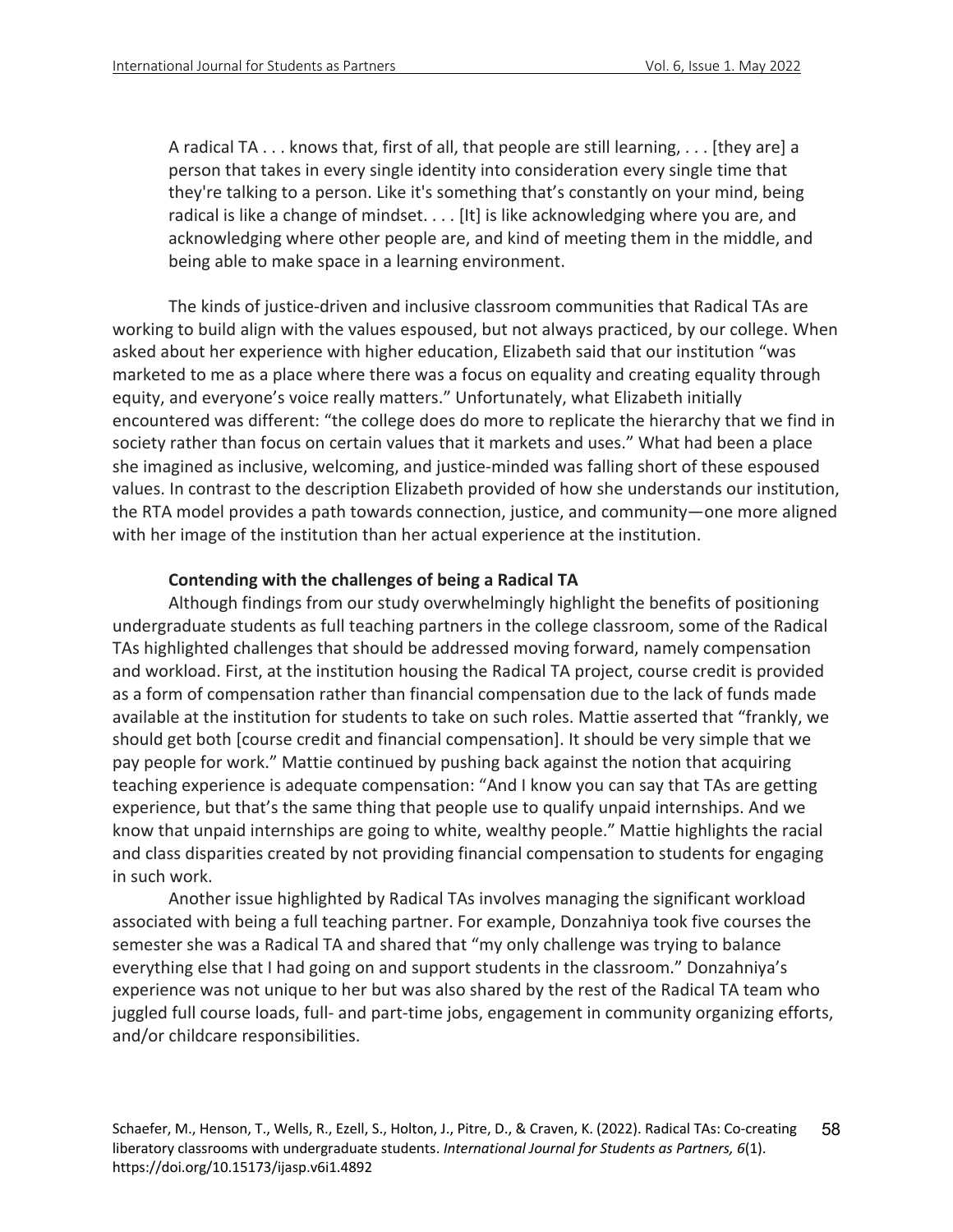> A radical TA . . . knows that, first of all, that people are still learning, . . . [they are] a person that takes in every single identity into consideration every single time that they're talking to a person. Like it's something that's constantly on your mind, being radical is like a change of mindset. . . . [It] is like acknowledging where you are, and acknowledging where other people are, and kind of meeting them in the middle, and being able to make space in a learning environment.

The kinds of justice-driven and inclusive classroom communities that Radical TAs are working to build align with the values espoused, but not always practiced, by our college. When asked about her experience with higher education, Elizabeth said that our institution "was marketed to me as a place where there was a focus on equality and creating equality through equity, and everyone's voice really matters." Unfortunately, what Elizabeth initially encountered was different: "the college does do more to replicate the hierarchy that we find in society rather than focus on certain values that it markets and uses." What had been a place she imagined as inclusive, welcoming, and justice-minded was falling short of these espoused values. In contrast to the description Elizabeth provided of how she understands our institution, the RTA model provides a path towards connection, justice, and community—one more aligned with her image of the institution than her actual experience at the institution.

**Contending with the challenges of being a Radical TA**

Although findings from our study overwhelmingly highlight the benefits of positioning undergraduate students as full teaching partners in the college classroom, some of the Radical TAs highlighted challenges that should be addressed moving forward, namely compensation and workload. First, at the institution housing the Radical TA project, course credit is provided as a form of compensation rather than financial compensation due to the lack of funds made available at the institution for students to take on such roles. Mattie asserted that "frankly, we should get both [course credit and financial compensation]. It should be very simple that we pay people for work." Mattie continued by pushing back against the notion that acquiring teaching experience is adequate compensation: "And I know you can say that TAs are getting experience, but that's the same thing that people use to qualify unpaid internships. And we know that unpaid internships are going to white, wealthy people." Mattie highlights the racial and class disparities created by not providing financial compensation to students for engaging in such work.

Another issue highlighted by Radical TAs involves managing the significant workload associated with being a full teaching partner. For example, Donzahniya took five courses the semester she was a Radical TA and shared that "my only challenge was trying to balance everything else that I had going on and support students in the classroom." Donzahniya's experience was not unique to her but was also shared by the rest of the Radical TA team who juggled full course loads, full- and part-time jobs, engagement in community organizing efforts, and/or childcare responsibilities.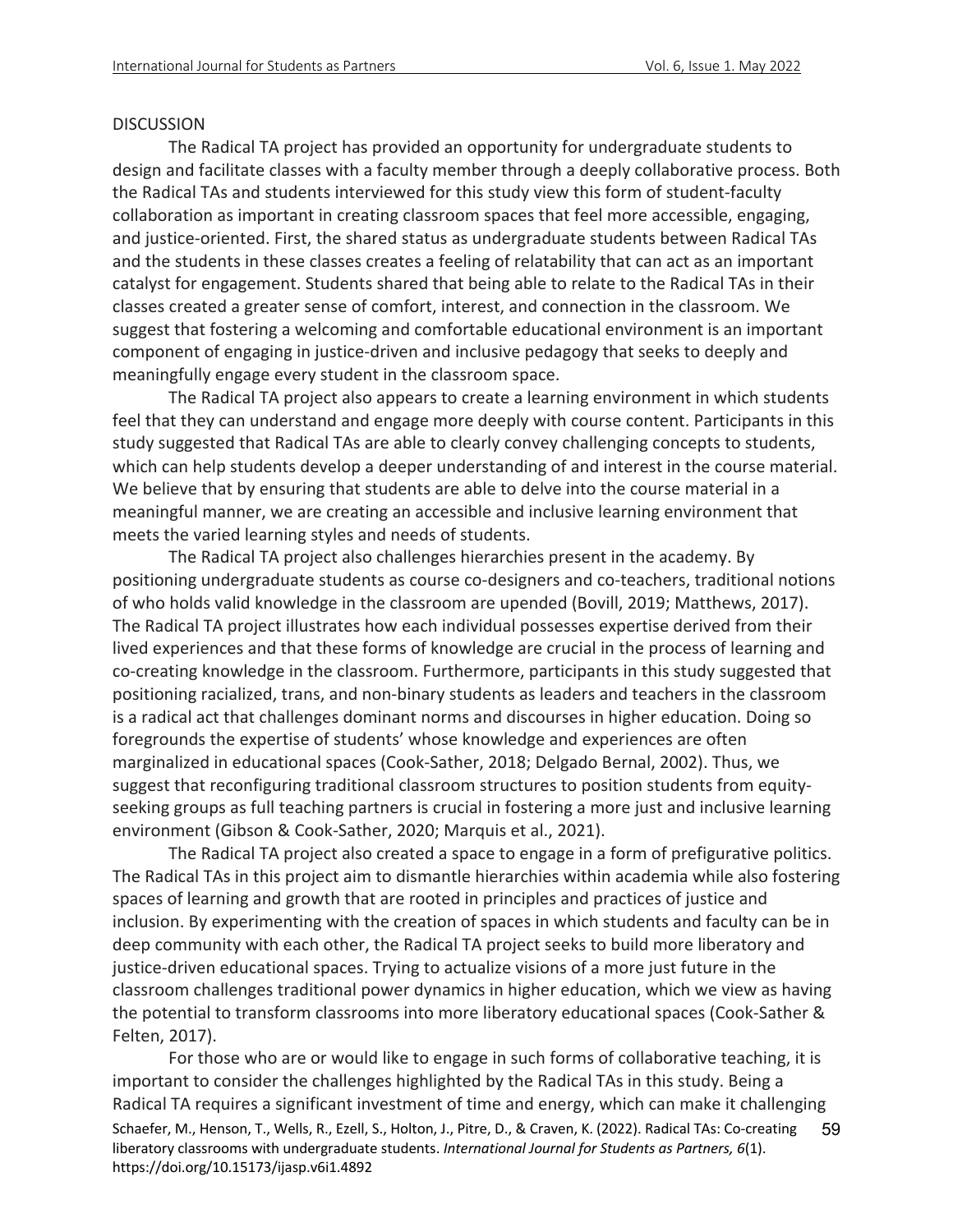## DISCUSSION

The Radical TA project has provided an opportunity for undergraduate students to design and facilitate classes with a faculty member through a deeply collaborative process. Both the Radical TAs and students interviewed for this study view this form of student-faculty collaboration as important in creating classroom spaces that feel more accessible, engaging, and justice-oriented. First, the shared status as undergraduate students between Radical TAs and the students in these classes creates a feeling of relatability that can act as an important catalyst for engagement. Students shared that being able to relate to the Radical TAs in their classes created a greater sense of comfort, interest, and connection in the classroom. We suggest that fostering a welcoming and comfortable educational environment is an important component of engaging in justice-driven and inclusive pedagogy that seeks to deeply and meaningfully engage every student in the classroom space.

The Radical TA project also appears to create a learning environment in which students feel that they can understand and engage more deeply with course content. Participants in this study suggested that Radical TAs are able to clearly convey challenging concepts to students, which can help students develop a deeper understanding of and interest in the course material. We believe that by ensuring that students are able to delve into the course material in a meaningful manner, we are creating an accessible and inclusive learning environment that meets the varied learning styles and needs of students.

The Radical TA project also challenges hierarchies present in the academy. By positioning undergraduate students as course co-designers and co-teachers, traditional notions of who holds valid knowledge in the classroom are upended (Bovill, 2019; Matthews, 2017). The Radical TA project illustrates how each individual possesses expertise derived from their lived experiences and that these forms of knowledge are crucial in the process of learning and co-creating knowledge in the classroom. Furthermore, participants in this study suggested that positioning racialized, trans, and non-binary students as leaders and teachers in the classroom is a radical act that challenges dominant norms and discourses in higher education. Doing so foregrounds the expertise of students' whose knowledge and experiences are often marginalized in educational spaces (Cook-Sather, 2018; Delgado Bernal, 2002). Thus, we suggest that reconfiguring traditional classroom structures to position students from equity-seeking groups as full teaching partners is crucial in fostering a more just and inclusive learning environment (Gibson & Cook-Sather, 2020; Marquis et al., 2021).

The Radical TA project also created a space to engage in a form of prefigurative politics. The Radical TAs in this project aim to dismantle hierarchies within academia while also fostering spaces of learning and growth that are rooted in principles and practices of justice and inclusion. By experimenting with the creation of spaces in which students and faculty can be in deep community with each other, the Radical TA project seeks to build more liberatory and justice-driven educational spaces. Trying to actualize visions of a more just future in the classroom challenges traditional power dynamics in higher education, which we view as having the potential to transform classrooms into more liberatory educational spaces (Cook-Sather & Felten, 2017).

For those who are or would like to engage in such forms of collaborative teaching, it is important to consider the challenges highlighted by the Radical TAs in this study. Being a Radical TA requires a significant investment of time and energy, which can make it challenging

Schaefer, M., Henson, T., Wells, R., Ezell, S., Holton, J., Pitre, D., & Craven, K. (2022). Radical TAs: Co-creating liberatory classrooms with undergraduate students. *International Journal for Students as Partners, 6*(1). https://doi.org/10.15173/ijsap.v6i1.4892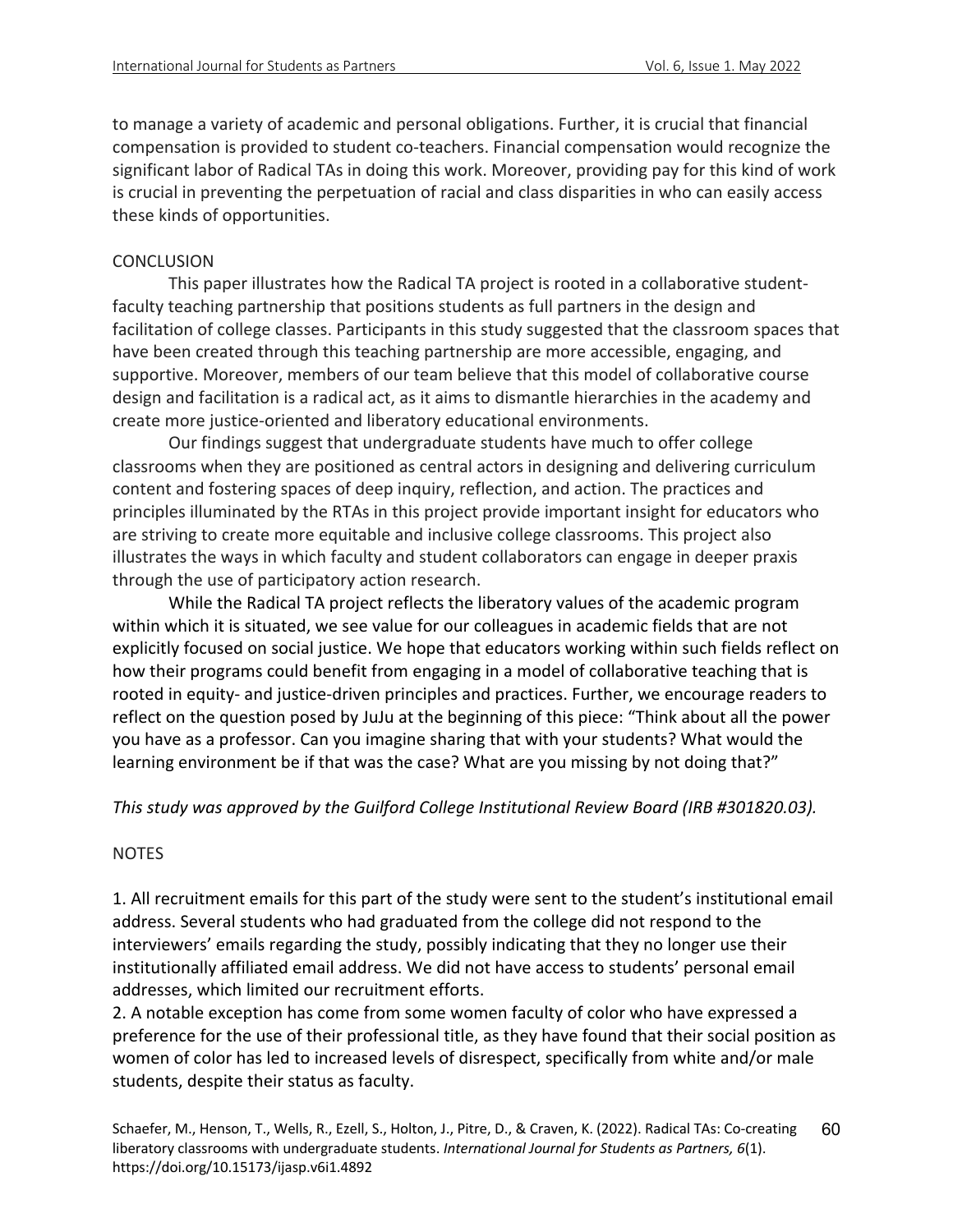to manage a variety of academic and personal obligations. Further, it is crucial that financial compensation is provided to student co-teachers. Financial compensation would recognize the significant labor of Radical TAs in doing this work. Moreover, providing pay for this kind of work is crucial in preventing the perpetuation of racial and class disparities in who can easily access these kinds of opportunities.

## CONCLUSION

This paper illustrates how the Radical TA project is rooted in a collaborative student-faculty teaching partnership that positions students as full partners in the design and facilitation of college classes. Participants in this study suggested that the classroom spaces that have been created through this teaching partnership are more accessible, engaging, and supportive. Moreover, members of our team believe that this model of collaborative course design and facilitation is a radical act, as it aims to dismantle hierarchies in the academy and create more justice-oriented and liberatory educational environments.

Our findings suggest that undergraduate students have much to offer college classrooms when they are positioned as central actors in designing and delivering curriculum content and fostering spaces of deep inquiry, reflection, and action. The practices and principles illuminated by the RTAs in this project provide important insight for educators who are striving to create more equitable and inclusive college classrooms. This project also illustrates the ways in which faculty and student collaborators can engage in deeper praxis through the use of participatory action research.

While the Radical TA project reflects the liberatory values of the academic program within which it is situated, we see value for our colleagues in academic fields that are not explicitly focused on social justice. We hope that educators working within such fields reflect on how their programs could benefit from engaging in a model of collaborative teaching that is rooted in equity- and justice-driven principles and practices. Further, we encourage readers to reflect on the question posed by JuJu at the beginning of this piece: "Think about all the power you have as a professor. Can you imagine sharing that with your students? What would the learning environment be if that was the case? What are you missing by not doing that?"

*This study was approved by the Guilford College Institutional Review Board (IRB #301820.03).*

## NOTES

1. All recruitment emails for this part of the study were sent to the student's institutional email address. Several students who had graduated from the college did not respond to the interviewers' emails regarding the study, possibly indicating that they no longer use their institutionally affiliated email address. We did not have access to students' personal email addresses, which limited our recruitment efforts.
2. A notable exception has come from some women faculty of color who have expressed a preference for the use of their professional title, as they have found that their social position as women of color has led to increased levels of disrespect, specifically from white and/or male students, despite their status as faculty.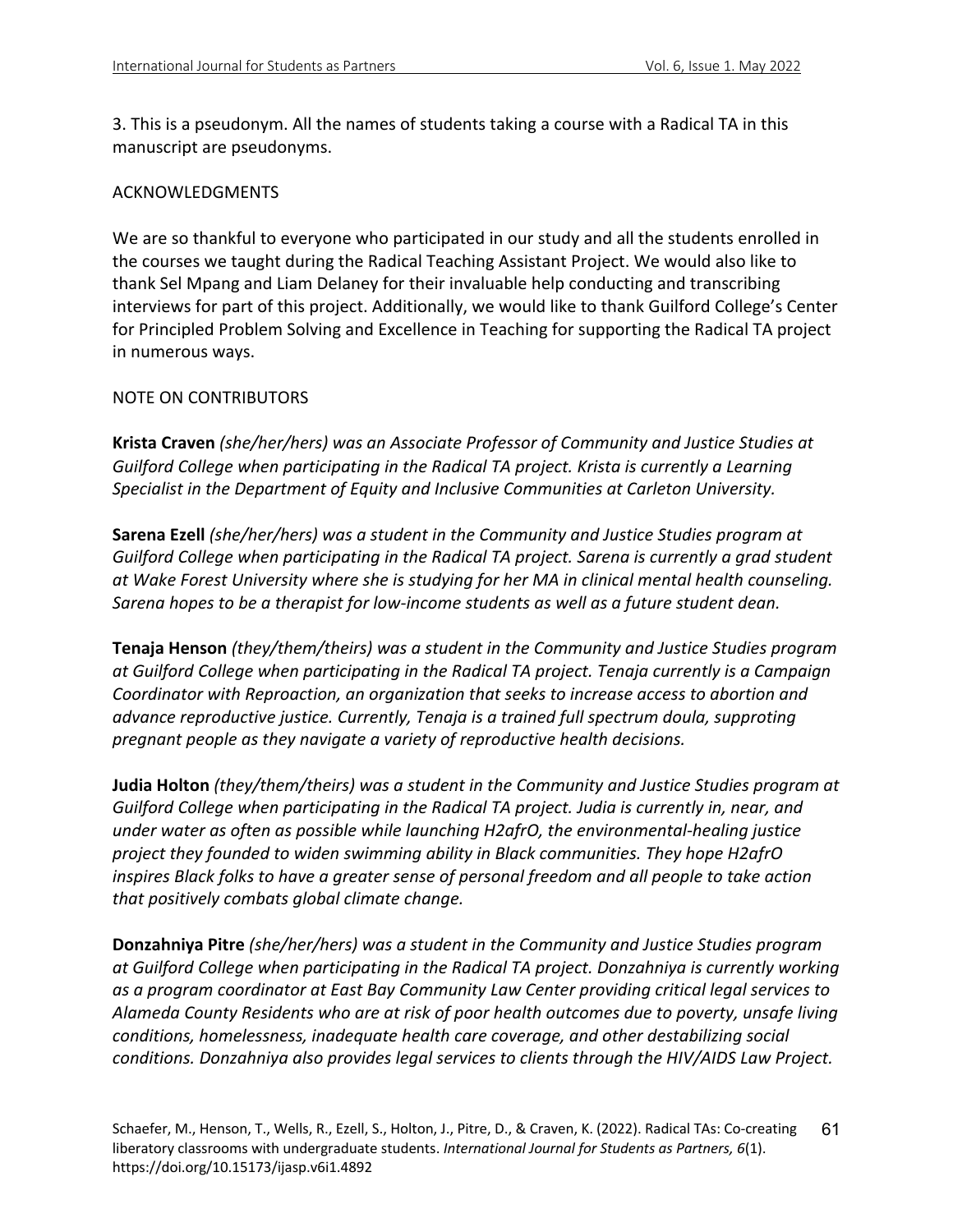3. This is a pseudonym. All the names of students taking a course with a Radical TA in this manuscript are pseudonyms.

## ACKNOWLEDGMENTS

We are so thankful to everyone who participated in our study and all the students enrolled in the courses we taught during the Radical Teaching Assistant Project. We would also like to thank Sel Mpang and Liam Delaney for their invaluable help conducting and transcribing interviews for part of this project. Additionally, we would like to thank Guilford College's Center for Principled Problem Solving and Excellence in Teaching for supporting the Radical TA project in numerous ways.

## NOTE ON CONTRIBUTORS

**Krista Craven** *(she/her/hers) was an Associate Professor of Community and Justice Studies at Guilford College when participating in the Radical TA project. Krista is currently a Learning Specialist in the Department of Equity and Inclusive Communities at Carleton University.*

**Sarena Ezell** *(she/her/hers) was a student in the Community and Justice Studies program at Guilford College when participating in the Radical TA project. Sarena is currently a grad student at Wake Forest University where she is studying for her MA in clinical mental health counseling. Sarena hopes to be a therapist for low-income students as well as a future student dean.*

**Tenaja Henson** *(they/them/theirs) was a student in the Community and Justice Studies program at Guilford College when participating in the Radical TA project. Tenaja currently is a Campaign Coordinator with Reproaction, an organization that seeks to increase access to abortion and advance reproductive justice. Currently, Tenaja is a trained full spectrum doula, supproting pregnant people as they navigate a variety of reproductive health decisions.*

**Judia Holton** *(they/them/theirs) was a student in the Community and Justice Studies program at Guilford College when participating in the Radical TA project. Judia is currently in, near, and under water as often as possible while launching H2afrO, the environmental-healing justice project they founded to widen swimming ability in Black communities. They hope H2afrO inspires Black folks to have a greater sense of personal freedom and all people to take action that positively combats global climate change.*

**Donzahniya Pitre** *(she/her/hers) was a student in the Community and Justice Studies program at Guilford College when participating in the Radical TA project. Donzahniya is currently working as a program coordinator at East Bay Community Law Center providing critical legal services to Alameda County Residents who are at risk of poor health outcomes due to poverty, unsafe living conditions, homelessness, inadequate health care coverage, and other destabilizing social conditions. Donzahniya also provides legal services to clients through the HIV/AIDS Law Project.*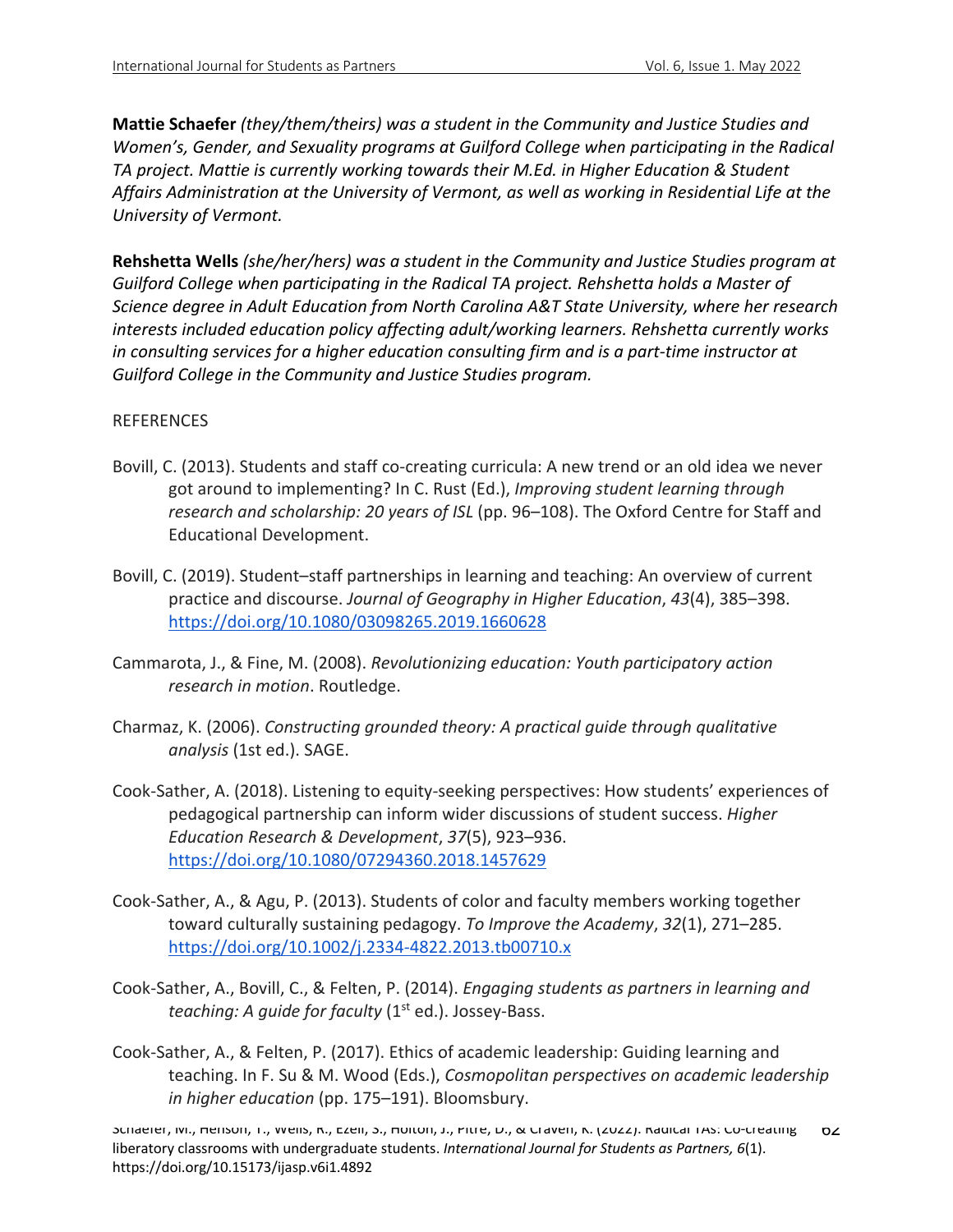**Mattie Schaefer** *(they/them/theirs) was a student in the Community and Justice Studies and Women's, Gender, and Sexuality programs at Guilford College when participating in the Radical TA project. Mattie is currently working towards their M.Ed. in Higher Education & Student Affairs Administration at the University of Vermont, as well as working in Residential Life at the University of Vermont.*

**Rehshetta Wells** *(she/her/hers) was a student in the Community and Justice Studies program at Guilford College when participating in the Radical TA project. Rehshetta holds a Master of Science degree in Adult Education from North Carolina A&T State University, where her research interests included education policy affecting adult/working learners. Rehshetta currently works in consulting services for a higher education consulting firm and is a part-time instructor at Guilford College in the Community and Justice Studies program.*

REFERENCES

Bovill, C. (2013). Students and staff co-creating curricula: A new trend or an old idea we never got around to implementing? In C. Rust (Ed.), *Improving student learning through research and scholarship: 20 years of ISL* (pp. 96–108). The Oxford Centre for Staff and Educational Development.

Bovill, C. (2019). Student–staff partnerships in learning and teaching: An overview of current practice and discourse. *Journal of Geography in Higher Education*, *43*(4), 385–398. https://doi.org/10.1080/03098265.2019.1660628

Cammarota, J., & Fine, M. (2008). *Revolutionizing education: Youth participatory action research in motion*. Routledge.

Charmaz, K. (2006). *Constructing grounded theory: A practical guide through qualitative analysis* (1st ed.). SAGE.

Cook-Sather, A. (2018). Listening to equity-seeking perspectives: How students' experiences of pedagogical partnership can inform wider discussions of student success. *Higher Education Research & Development*, *37*(5), 923–936. https://doi.org/10.1080/07294360.2018.1457629

Cook-Sather, A., & Agu, P. (2013). Students of color and faculty members working together toward culturally sustaining pedagogy. *To Improve the Academy*, *32*(1), 271–285. https://doi.org/10.1002/j.2334-4822.2013.tb00710.x

Cook-Sather, A., Bovill, C., & Felten, P. (2014). *Engaging students as partners in learning and teaching: A guide for faculty* (1st ed.). Jossey-Bass.

Cook-Sather, A., & Felten, P. (2017). Ethics of academic leadership: Guiding learning and teaching. In F. Su & M. Wood (Eds.), *Cosmopolitan perspectives on academic leadership in higher education* (pp. 175–191). Bloomsbury.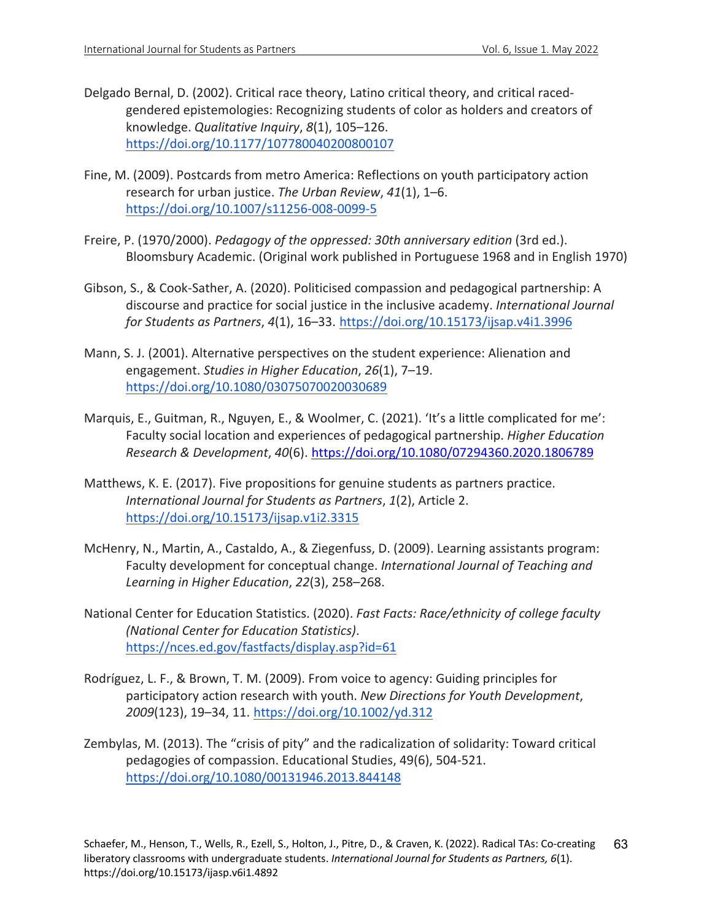Delgado Bernal, D. (2002). Critical race theory, Latino critical theory, and critical raced-gendered epistemologies: Recognizing students of color as holders and creators of knowledge. *Qualitative Inquiry*, *8*(1), 105–126. https://doi.org/10.1177/107780040200800107

Fine, M. (2009). Postcards from metro America: Reflections on youth participatory action research for urban justice. *The Urban Review*, *41*(1), 1–6. https://doi.org/10.1007/s11256-008-0099-5

Freire, P. (1970/2000). *Pedagogy of the oppressed: 30th anniversary edition* (3rd ed.). Bloomsbury Academic. (Original work published in Portuguese 1968 and in English 1970)

Gibson, S., & Cook-Sather, A. (2020). Politicised compassion and pedagogical partnership: A discourse and practice for social justice in the inclusive academy. *International Journal for Students as Partners*, *4*(1), 16–33. https://doi.org/10.15173/ijsap.v4i1.3996

Mann, S. J. (2001). Alternative perspectives on the student experience: Alienation and engagement. *Studies in Higher Education*, *26*(1), 7–19. https://doi.org/10.1080/03075070020030689

Marquis, E., Guitman, R., Nguyen, E., & Woolmer, C. (2021). 'It's a little complicated for me': Faculty social location and experiences of pedagogical partnership. *Higher Education Research & Development*, *40*(6). https://doi.org/10.1080/07294360.2020.1806789

Matthews, K. E. (2017). Five propositions for genuine students as partners practice. *International Journal for Students as Partners*, *1*(2), Article 2. https://doi.org/10.15173/ijsap.v1i2.3315

McHenry, N., Martin, A., Castaldo, A., & Ziegenfuss, D. (2009). Learning assistants program: Faculty development for conceptual change. *International Journal of Teaching and Learning in Higher Education*, *22*(3), 258–268.

National Center for Education Statistics. (2020). *Fast Facts: Race/ethnicity of college faculty (National Center for Education Statistics)*. https://nces.ed.gov/fastfacts/display.asp?id=61

Rodríguez, L. F., & Brown, T. M. (2009). From voice to agency: Guiding principles for participatory action research with youth. *New Directions for Youth Development*, *2009*(123), 19–34, 11. https://doi.org/10.1002/yd.312

Zembylas, M. (2013). The "crisis of pity" and the radicalization of solidarity: Toward critical pedagogies of compassion. Educational Studies, 49(6), 504-521. https://doi.org/10.1080/00131946.2013.844148